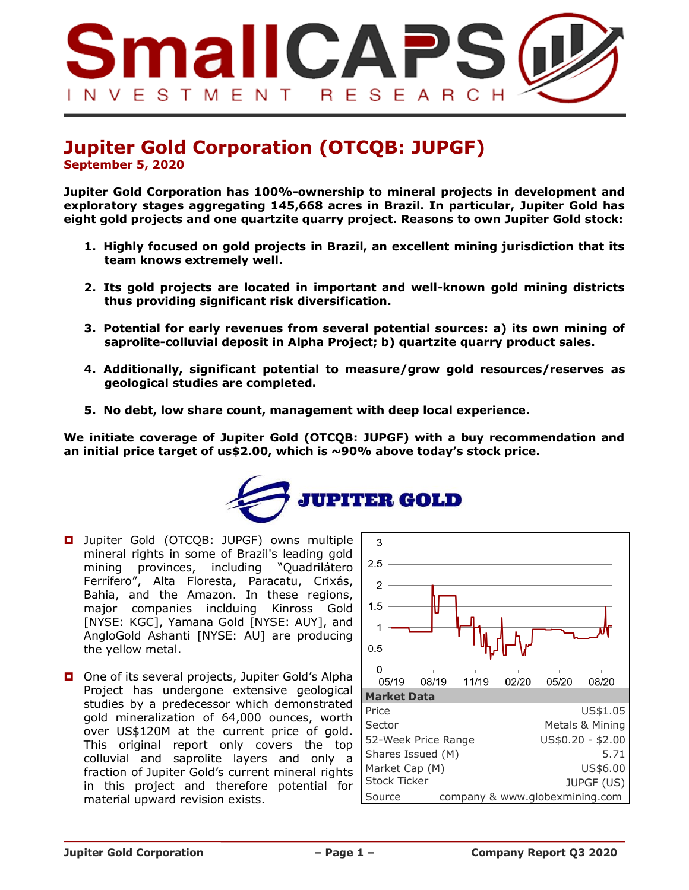# Jupiter Gold Corporation (OTCQB: JUPGF)

**September 5, 2020**

**Jupiter Gold Corporation has 100%-ownership to mineral projects in development and exploratory stages aggregating 145,668 acres in Brazil. In particular, Jupiter Gold has eight gold projects and one quartzite quarry project. Reasons to own Jupiter Gold stock:**

1. **Highly focused on gold projects in Brazil, an excellent mining jurisdiction that its team knows extremely well.**
2. **Its gold projects are located in important and well-known gold mining districts thus providing significant risk diversification.**
3. **Potential for early revenues from several potential sources: a) its own mining of saprolite-colluvial deposit in Alpha Project; b) quartzite quarry product sales.**
4. **Additionally, significant potential to measure/grow gold resources/reserves as geological studies are completed.**
5. **No debt, low share count, management with deep local experience.**

**We initiate coverage of Jupiter Gold (OTCQB: JUPGF) with a buy recommendation and an initial price target of us$2.00, which is ~90% above today's stock price.**

- Jupiter Gold (OTCQB: JUPGF) owns multiple mineral rights in some of Brazil's leading gold mining provinces, including "Quadrilátero Ferrífero", Alta Floresta, Paracatu, Crixás, Bahia, and the Amazon. In these regions, major companies inclduing Kinross Gold [NYSE: KGC], Yamana Gold [NYSE: AUY], and AngloGold Ashanti [NYSE: AU] are producing the yellow metal.

- One of its several projects, Jupiter Gold's Alpha Project has undergone extensive geological studies by a predecessor which demonstrated gold mineralization of 64,000 ounces, worth over US$120M at the current price of gold. This original report only covers the top colluvial and saprolite layers and only a fraction of Jupiter Gold's current mineral rights in this project and therefore potential for material upward revision exists.

3
2.5
2
1.5
1
0.5
0
05/19 08/19 11/19 02/20 05/20 08/20

| Market Data | |
|---|---|
| Price | US$1.05 |
| Sector | Metals & Mining |
| 52-Week Price Range | US$0.20 - $2.00 |
| Shares Issued (M) | 5.71 |
| Market Cap (M) | US$6.00 |
| Stock Ticker | JUPGF (US) |
| Source | company & www.globexmining.com |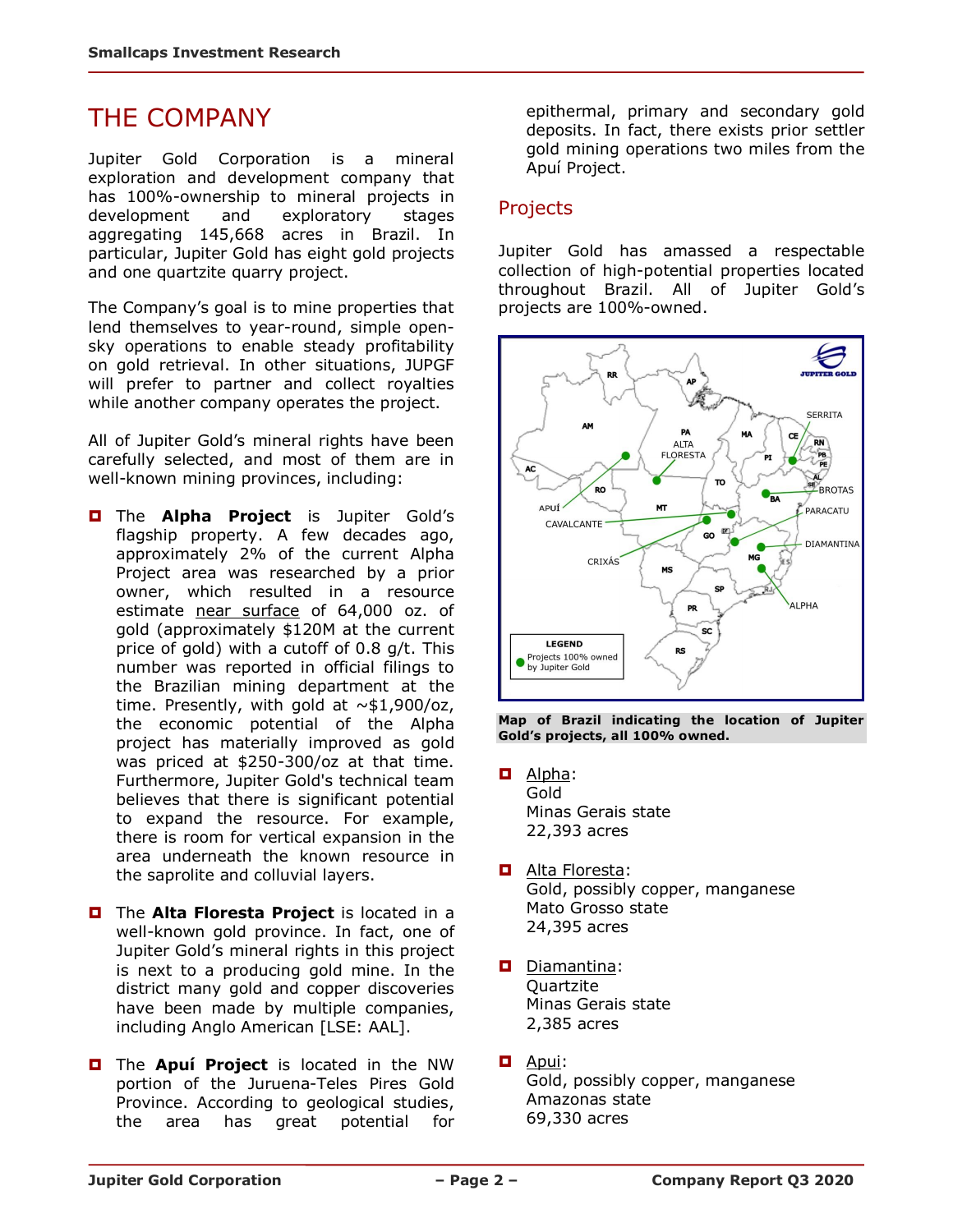# THE COMPANY

Jupiter Gold Corporation is a mineral exploration and development company that has 100%-ownership to mineral projects in development and exploratory stages aggregating 145,668 acres in Brazil. In particular, Jupiter Gold has eight gold projects and one quartzite quarry project.

The Company's goal is to mine properties that lend themselves to year-round, simple open-sky operations to enable steady profitability on gold retrieval. In other situations, JUPGF will prefer to partner and collect royalties while another company operates the project.

All of Jupiter Gold's mineral rights have been carefully selected, and most of them are in well-known mining provinces, including:

- The **Alpha Project** is Jupiter Gold's flagship property. A few decades ago, approximately 2% of the current Alpha Project area was researched by a prior owner, which resulted in a resource estimate near surface of 64,000 oz. of gold (approximately $120M at the current price of gold) with a cutoff of 0.8 g/t. This number was reported in official filings to the Brazilian mining department at the time. Presently, with gold at ~$1,900/oz, the economic potential of the Alpha project has materially improved as gold was priced at $250-300/oz at that time. Furthermore, Jupiter Gold's technical team believes that there is significant potential to expand the resource. For example, there is room for vertical expansion in the area underneath the known resource in the saprolite and colluvial layers.

- The **Alta Floresta Project** is located in a well-known gold province. In fact, one of Jupiter Gold's mineral rights in this project is next to a producing gold mine. In the district many gold and copper discoveries have been made by multiple companies, including Anglo American [LSE: AAL].

- The **Apuí Project** is located in the NW portion of the Juruena-Teles Pires Gold Province. According to geological studies, the area has great potential for epithermal, primary and secondary gold deposits. In fact, there exists prior settler gold mining operations two miles from the Apuí Project.

## Projects

Jupiter Gold has amassed a respectable collection of high-potential properties located throughout Brazil. All of Jupiter Gold's projects are 100%-owned.

JUPITER GOLD

SERRITA
ALTA FLORESTA
BROTAS
APUÍ
PARACATU
CAVALCANTE
DIAMANTINA
CRIXÁS
ALPHA

RR AP AM PA MA CE RN PB PE AL SE PI AC RO TO BA MT GO DF MG ES MS SP RJ PR SC RS

LEGEND
Projects 100% owned by Jupiter Gold

**Map of Brazil indicating the location of Jupiter Gold's projects, all 100% owned.**

- Alpha:
  Gold
  Minas Gerais state
  22,393 acres

- Alta Floresta:
  Gold, possibly copper, manganese
  Mato Grosso state
  24,395 acres

- Diamantina:
  Quartzite
  Minas Gerais state
  2,385 acres

- Apui:
  Gold, possibly copper, manganese
  Amazonas state
  69,330 acres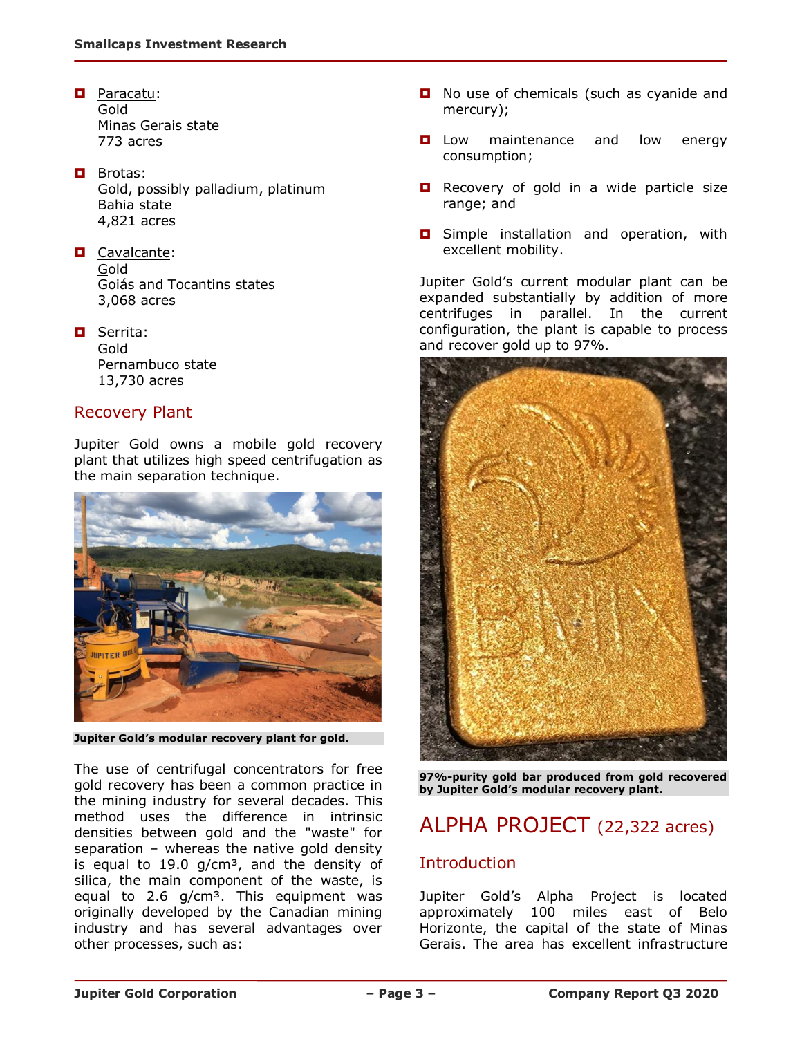- Paracatu:
  Gold
  Minas Gerais state
  773 acres

- Brotas:
  Gold, possibly palladium, platinum
  Bahia state
  4,821 acres

- Cavalcante:
  Gold
  Goiás and Tocantins states
  3,068 acres

- Serrita:
  Gold
  Pernambuco state
  13,730 acres

## Recovery Plant

Jupiter Gold owns a mobile gold recovery plant that utilizes high speed centrifugation as the main separation technique.

**Jupiter Gold's modular recovery plant for gold.**

The use of centrifugal concentrators for free gold recovery has been a common practice in the mining industry for several decades. This method uses the difference in intrinsic densities between gold and the "waste" for separation – whereas the native gold density is equal to 19.0 g/cm³, and the density of silica, the main component of the waste, is equal to 2.6 g/cm³. This equipment was originally developed by the Canadian mining industry and has several advantages over other processes, such as:

- No use of chemicals (such as cyanide and mercury);
- Low maintenance and low energy consumption;
- Recovery of gold in a wide particle size range; and
- Simple installation and operation, with excellent mobility.

Jupiter Gold's current modular plant can be expanded substantially by addition of more centrifuges in parallel. In the current configuration, the plant is capable to process and recover gold up to 97%.

**97%-purity gold bar produced from gold recovered by Jupiter Gold's modular recovery plant.**

# ALPHA PROJECT (22,322 acres)

## Introduction

Jupiter Gold's Alpha Project is located approximately 100 miles east of Belo Horizonte, the capital of the state of Minas Gerais. The area has excellent infrastructure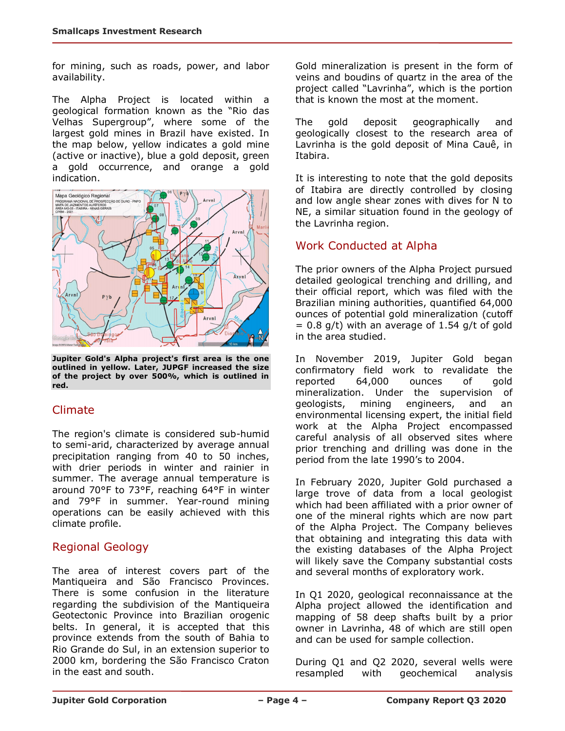for mining, such as roads, power, and labor availability.

The Alpha Project is located within a geological formation known as the "Rio das Velhas Supergroup", where some of the largest gold mines in Brazil have existed. In the map below, yellow indicates a gold mine (active or inactive), blue a gold deposit, green a gold occurrence, and orange a gold indication.

**Jupiter Gold's Alpha project's first area is the one outlined in yellow. Later, JUPGF increased the size of the project by over 500%, which is outlined in red.**

## Climate

The region's climate is considered sub-humid to semi-arid, characterized by average annual precipitation ranging from 40 to 50 inches, with drier periods in winter and rainier in summer. The average annual temperature is around 70°F to 73°F, reaching 64°F in winter and 79°F in summer. Year-round mining operations can be easily achieved with this climate profile.

## Regional Geology

The area of interest covers part of the Mantiqueira and São Francisco Provinces. There is some confusion in the literature regarding the subdivision of the Mantiqueira Geotectonic Province into Brazilian orogenic belts. In general, it is accepted that this province extends from the south of Bahia to Rio Grande do Sul, in an extension superior to 2000 km, bordering the São Francisco Craton in the east and south.

Gold mineralization is present in the form of veins and boudins of quartz in the area of the project called "Lavrinha", which is the portion that is known the most at the moment.

The gold deposit geographically and geologically closest to the research area of Lavrinha is the gold deposit of Mina Cauê, in Itabira.

It is interesting to note that the gold deposits of Itabira are directly controlled by closing and low angle shear zones with dives for N to NE, a similar situation found in the geology of the Lavrinha region.

## Work Conducted at Alpha

The prior owners of the Alpha Project pursued detailed geological trenching and drilling, and their official report, which was filed with the Brazilian mining authorities, quantified 64,000 ounces of potential gold mineralization (cutoff = 0.8 g/t) with an average of 1.54 g/t of gold in the area studied.

In November 2019, Jupiter Gold began confirmatory field work to revalidate the reported 64,000 ounces of gold mineralization. Under the supervision of geologists, mining engineers, and an environmental licensing expert, the initial field work at the Alpha Project encompassed careful analysis of all observed sites where prior trenching and drilling was done in the period from the late 1990's to 2004.

In February 2020, Jupiter Gold purchased a large trove of data from a local geologist which had been affiliated with a prior owner of one of the mineral rights which are now part of the Alpha Project. The Company believes that obtaining and integrating this data with the existing databases of the Alpha Project will likely save the Company substantial costs and several months of exploratory work.

In Q1 2020, geological reconnaissance at the Alpha project allowed the identification and mapping of 58 deep shafts built by a prior owner in Lavrinha, 48 of which are still open and can be used for sample collection.

During Q1 and Q2 2020, several wells were resampled with geochemical analysis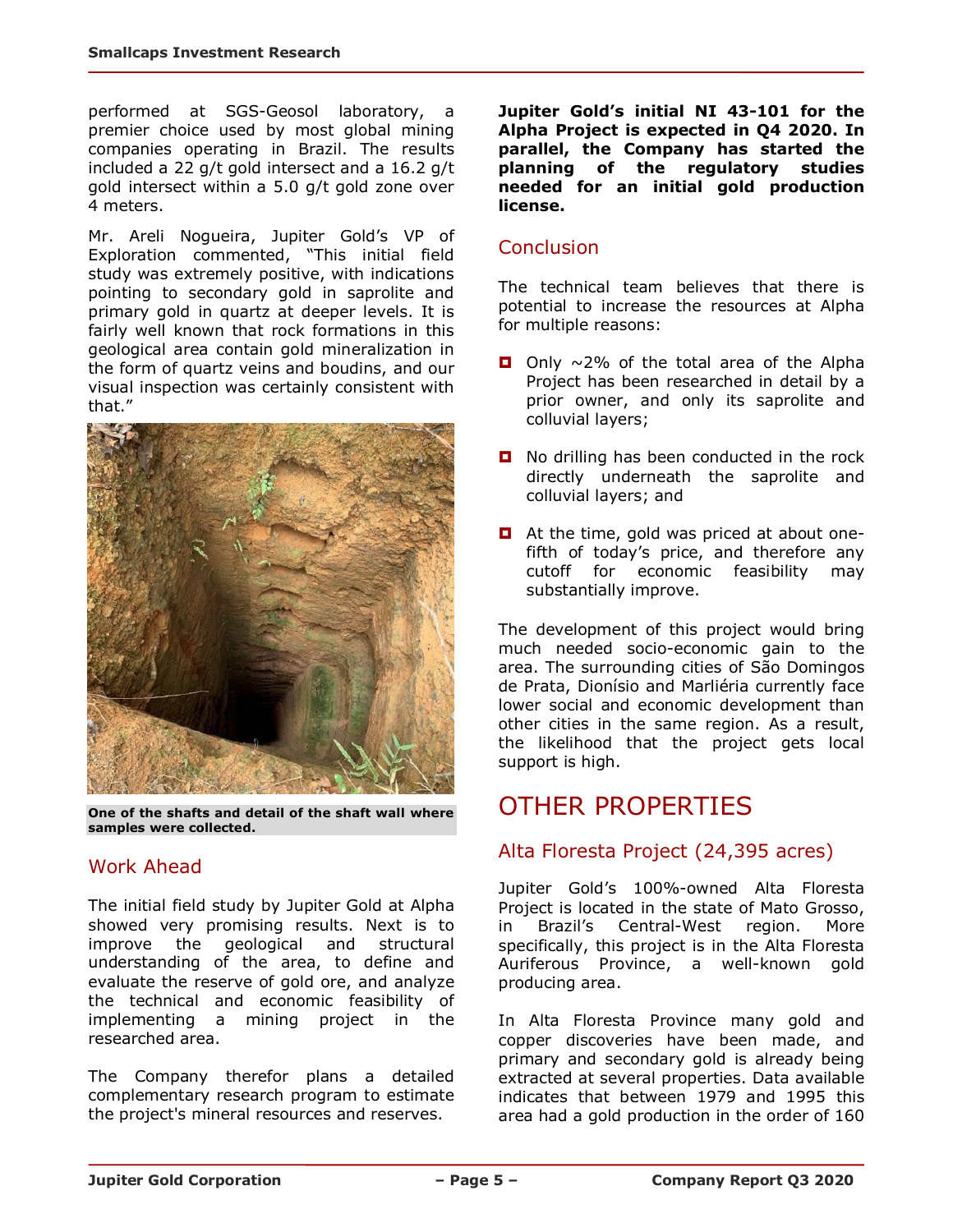performed at SGS-Geosol laboratory, a premier choice used by most global mining companies operating in Brazil. The results included a 22 g/t gold intersect and a 16.2 g/t gold intersect within a 5.0 g/t gold zone over 4 meters.

Mr. Areli Nogueira, Jupiter Gold's VP of Exploration commented, "This initial field study was extremely positive, with indications pointing to secondary gold in saprolite and primary gold in quartz at deeper levels. It is fairly well known that rock formations in this geological area contain gold mineralization in the form of quartz veins and boudins, and our visual inspection was certainly consistent with that."

**One of the shafts and detail of the shaft wall where samples were collected.**

## Work Ahead

The initial field study by Jupiter Gold at Alpha showed very promising results. Next is to improve the geological and structural understanding of the area, to define and evaluate the reserve of gold ore, and analyze the technical and economic feasibility of implementing a mining project in the researched area.

The Company therefor plans a detailed complementary research program to estimate the project's mineral resources and reserves.

**Jupiter Gold's initial NI 43-101 for the Alpha Project is expected in Q4 2020. In parallel, the Company has started the planning of the regulatory studies needed for an initial gold production license.**

## Conclusion

The technical team believes that there is potential to increase the resources at Alpha for multiple reasons:

- Only ~2% of the total area of the Alpha Project has been researched in detail by a prior owner, and only its saprolite and colluvial layers;
- No drilling has been conducted in the rock directly underneath the saprolite and colluvial layers; and
- At the time, gold was priced at about one-fifth of today's price, and therefore any cutoff for economic feasibility may substantially improve.

The development of this project would bring much needed socio-economic gain to the area. The surrounding cities of São Domingos de Prata, Dionísio and Marliéria currently face lower social and economic development than other cities in the same region. As a result, the likelihood that the project gets local support is high.

# OTHER PROPERTIES

## Alta Floresta Project (24,395 acres)

Jupiter Gold's 100%-owned Alta Floresta Project is located in the state of Mato Grosso, in Brazil's Central-West region. More specifically, this project is in the Alta Floresta Auriferous Province, a well-known gold producing area.

In Alta Floresta Province many gold and copper discoveries have been made, and primary and secondary gold is already being extracted at several properties. Data available indicates that between 1979 and 1995 this area had a gold production in the order of 160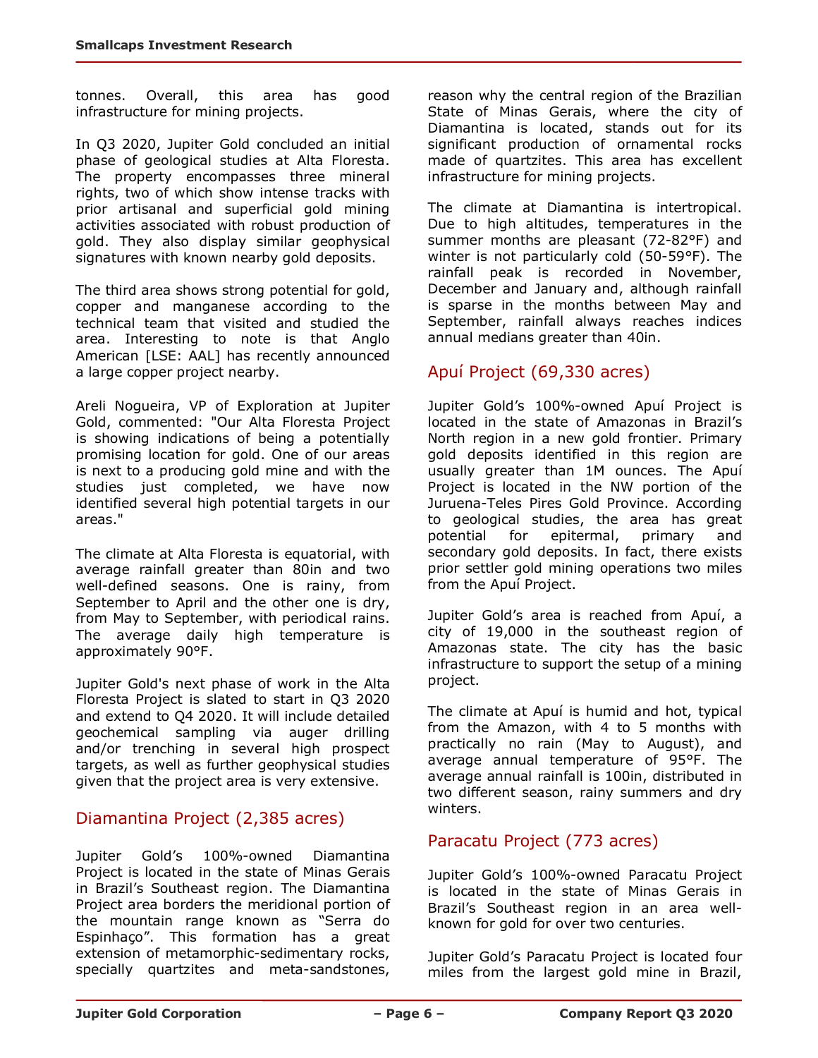tonnes. Overall, this area has good infrastructure for mining projects.

In Q3 2020, Jupiter Gold concluded an initial phase of geological studies at Alta Floresta. The property encompasses three mineral rights, two of which show intense tracks with prior artisanal and superficial gold mining activities associated with robust production of gold. They also display similar geophysical signatures with known nearby gold deposits.

The third area shows strong potential for gold, copper and manganese according to the technical team that visited and studied the area. Interesting to note is that Anglo American [LSE: AAL] has recently announced a large copper project nearby.

Areli Nogueira, VP of Exploration at Jupiter Gold, commented: "Our Alta Floresta Project is showing indications of being a potentially promising location for gold. One of our areas is next to a producing gold mine and with the studies just completed, we have now identified several high potential targets in our areas."

The climate at Alta Floresta is equatorial, with average rainfall greater than 80in and two well-defined seasons. One is rainy, from September to April and the other one is dry, from May to September, with periodical rains. The average daily high temperature is approximately 90°F.

Jupiter Gold's next phase of work in the Alta Floresta Project is slated to start in Q3 2020 and extend to Q4 2020. It will include detailed geochemical sampling via auger drilling and/or trenching in several high prospect targets, as well as further geophysical studies given that the project area is very extensive.

## Diamantina Project (2,385 acres)

Jupiter Gold's 100%-owned Diamantina Project is located in the state of Minas Gerais in Brazil's Southeast region. The Diamantina Project area borders the meridional portion of the mountain range known as "Serra do Espinhaço". This formation has a great extension of metamorphic-sedimentary rocks, specially quartzites and meta-sandstones, reason why the central region of the Brazilian State of Minas Gerais, where the city of Diamantina is located, stands out for its significant production of ornamental rocks made of quartzites. This area has excellent infrastructure for mining projects.

The climate at Diamantina is intertropical. Due to high altitudes, temperatures in the summer months are pleasant (72-82°F) and winter is not particularly cold (50-59°F). The rainfall peak is recorded in November, December and January and, although rainfall is sparse in the months between May and September, rainfall always reaches indices annual medians greater than 40in.

## Apuí Project (69,330 acres)

Jupiter Gold's 100%-owned Apuí Project is located in the state of Amazonas in Brazil's North region in a new gold frontier. Primary gold deposits identified in this region are usually greater than 1M ounces. The Apuí Project is located in the NW portion of the Juruena-Teles Pires Gold Province. According to geological studies, the area has great potential for epitermal, primary and secondary gold deposits. In fact, there exists prior settler gold mining operations two miles from the Apuí Project.

Jupiter Gold's area is reached from Apuí, a city of 19,000 in the southeast region of Amazonas state. The city has the basic infrastructure to support the setup of a mining project.

The climate at Apuí is humid and hot, typical from the Amazon, with 4 to 5 months with practically no rain (May to August), and average annual temperature of 95°F. The average annual rainfall is 100in, distributed in two different season, rainy summers and dry winters.

## Paracatu Project (773 acres)

Jupiter Gold's 100%-owned Paracatu Project is located in the state of Minas Gerais in Brazil's Southeast region in an area well-known for gold for over two centuries.

Jupiter Gold's Paracatu Project is located four miles from the largest gold mine in Brazil,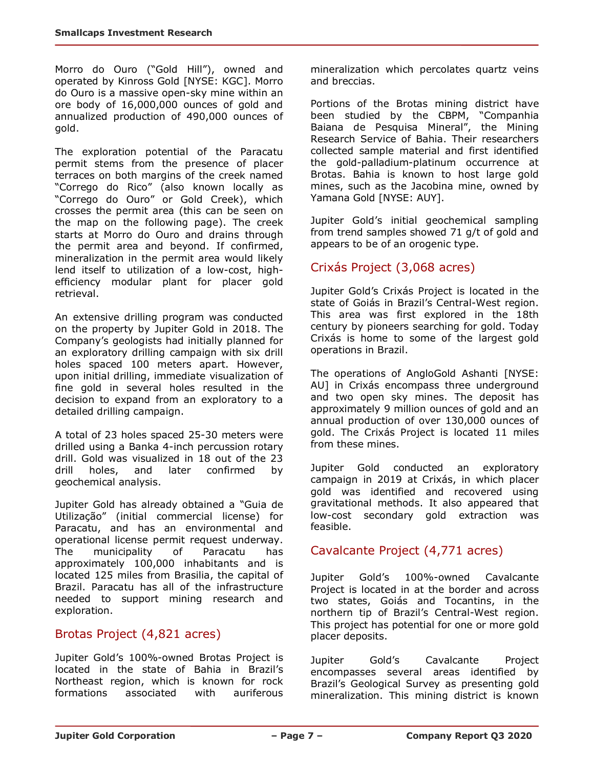Morro do Ouro ("Gold Hill"), owned and operated by Kinross Gold [NYSE: KGC]. Morro do Ouro is a massive open-sky mine within an ore body of 16,000,000 ounces of gold and annualized production of 490,000 ounces of gold.

The exploration potential of the Paracatu permit stems from the presence of placer terraces on both margins of the creek named "Corrego do Rico" (also known locally as "Corrego do Ouro" or Gold Creek), which crosses the permit area (this can be seen on the map on the following page). The creek starts at Morro do Ouro and drains through the permit area and beyond. If confirmed, mineralization in the permit area would likely lend itself to utilization of a low-cost, high-efficiency modular plant for placer gold retrieval.

An extensive drilling program was conducted on the property by Jupiter Gold in 2018. The Company's geologists had initially planned for an exploratory drilling campaign with six drill holes spaced 100 meters apart. However, upon initial drilling, immediate visualization of fine gold in several holes resulted in the decision to expand from an exploratory to a detailed drilling campaign.

A total of 23 holes spaced 25-30 meters were drilled using a Banka 4-inch percussion rotary drill. Gold was visualized in 18 out of the 23 drill holes, and later confirmed by geochemical analysis.

Jupiter Gold has already obtained a "Guia de Utilização" (initial commercial license) for Paracatu, and has an environmental and operational license permit request underway. The municipality of Paracatu has approximately 100,000 inhabitants and is located 125 miles from Brasilia, the capital of Brazil. Paracatu has all of the infrastructure needed to support mining research and exploration.

## Brotas Project (4,821 acres)

Jupiter Gold's 100%-owned Brotas Project is located in the state of Bahia in Brazil's Northeast region, which is known for rock formations associated with auriferous mineralization which percolates quartz veins and breccias.

Portions of the Brotas mining district have been studied by the CBPM, "Companhia Baiana de Pesquisa Mineral", the Mining Research Service of Bahia. Their researchers collected sample material and first identified the gold-palladium-platinum occurrence at Brotas. Bahia is known to host large gold mines, such as the Jacobina mine, owned by Yamana Gold [NYSE: AUY].

Jupiter Gold's initial geochemical sampling from trend samples showed 71 g/t of gold and appears to be of an orogenic type.

## Crixás Project (3,068 acres)

Jupiter Gold's Crixás Project is located in the state of Goiás in Brazil's Central-West region. This area was first explored in the 18th century by pioneers searching for gold. Today Crixás is home to some of the largest gold operations in Brazil.

The operations of AngloGold Ashanti [NYSE: AU] in Crixás encompass three underground and two open sky mines. The deposit has approximately 9 million ounces of gold and an annual production of over 130,000 ounces of gold. The Crixás Project is located 11 miles from these mines.

Jupiter Gold conducted an exploratory campaign in 2019 at Crixás, in which placer gold was identified and recovered using gravitational methods. It also appeared that low-cost secondary gold extraction was feasible.

## Cavalcante Project (4,771 acres)

Jupiter Gold's 100%-owned Cavalcante Project is located in at the border and across two states, Goiás and Tocantins, in the northern tip of Brazil's Central-West region. This project has potential for one or more gold placer deposits.

Jupiter Gold's Cavalcante Project encompasses several areas identified by Brazil's Geological Survey as presenting gold mineralization. This mining district is known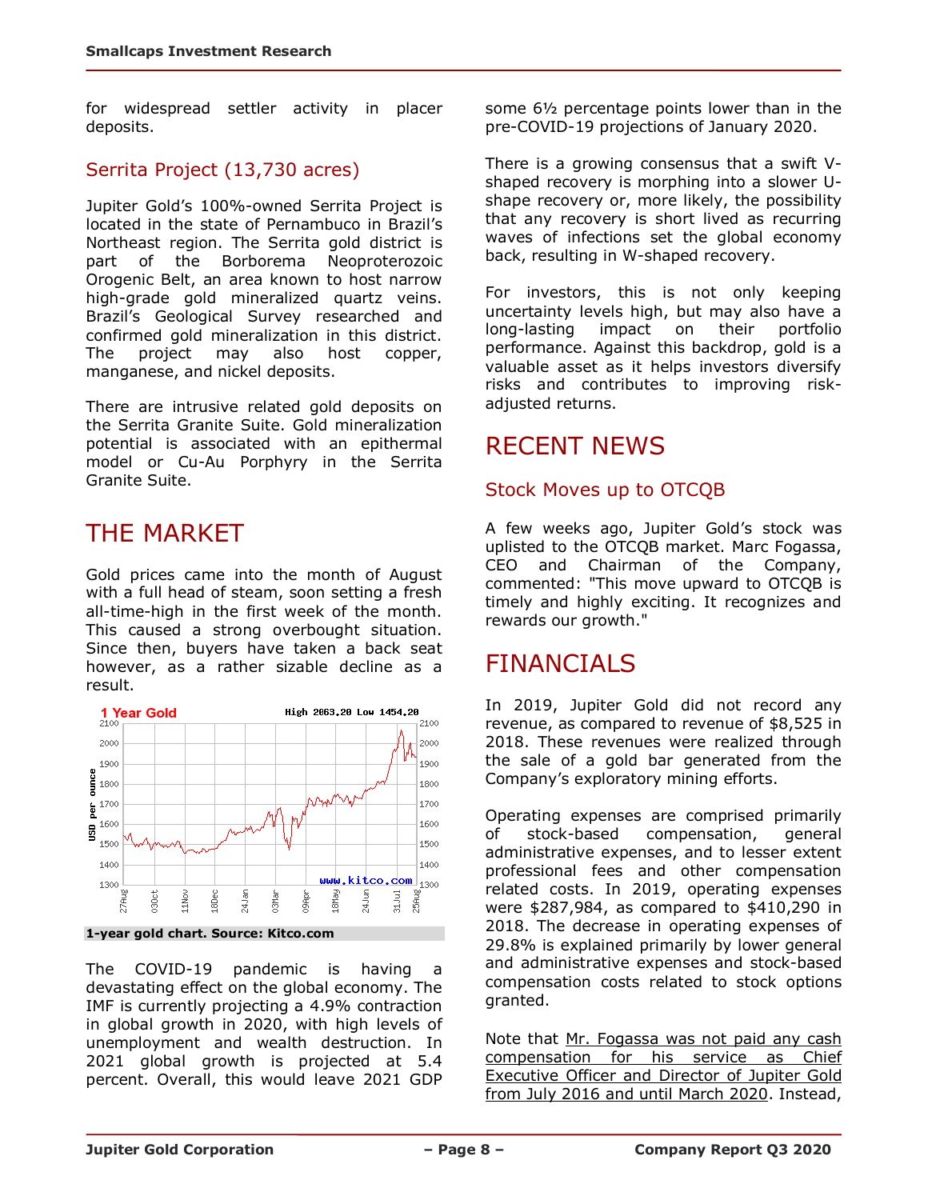for widespread settler activity in placer deposits.

### Serrita Project (13,730 acres)

Jupiter Gold's 100%-owned Serrita Project is located in the state of Pernambuco in Brazil's Northeast region. The Serrita gold district is part of the Borborema Neoproterozoic Orogenic Belt, an area known to host narrow high-grade gold mineralized quartz veins. Brazil's Geological Survey researched and confirmed gold mineralization in this district. The project may also host copper, manganese, and nickel deposits.

There are intrusive related gold deposits on the Serrita Granite Suite. Gold mineralization potential is associated with an epithermal model or Cu-Au Porphyry in the Serrita Granite Suite.

## THE MARKET

Gold prices came into the month of August with a full head of steam, soon setting a fresh all-time-high in the first week of the month. This caused a strong overbought situation. Since then, buyers have taken a back seat however, as a rather sizable decline as a result.

1 Year Gold
High 2063.20 Low 1454.20
USD per ounce
2100
2000
1900
1800
1700
1600
1500
1400
1300
27Aug 03Oct 11Nov 18Dec 24Jan 03Mar 09Apr 18May 24Jun 31Jul 25Aug
www.kitco.com

1-year gold chart. Source: Kitco.com

The COVID-19 pandemic is having a devastating effect on the global economy. The IMF is currently projecting a 4.9% contraction in global growth in 2020, with high levels of unemployment and wealth destruction. In 2021 global growth is projected at 5.4 percent. Overall, this would leave 2021 GDP some 6½ percentage points lower than in the pre-COVID-19 projections of January 2020.

There is a growing consensus that a swift V-shaped recovery is morphing into a slower U-shape recovery or, more likely, the possibility that any recovery is short lived as recurring waves of infections set the global economy back, resulting in W-shaped recovery.

For investors, this is not only keeping uncertainty levels high, but may also have a long-lasting impact on their portfolio performance. Against this backdrop, gold is a valuable asset as it helps investors diversify risks and contributes to improving risk-adjusted returns.

## RECENT NEWS

### Stock Moves up to OTCQB

A few weeks ago, Jupiter Gold's stock was uplisted to the OTCQB market. Marc Fogassa, CEO and Chairman of the Company, commented: "This move upward to OTCQB is timely and highly exciting. It recognizes and rewards our growth."

## FINANCIALS

In 2019, Jupiter Gold did not record any revenue, as compared to revenue of $8,525 in 2018. These revenues were realized through the sale of a gold bar generated from the Company's exploratory mining efforts.

Operating expenses are comprised primarily of stock-based compensation, general administrative expenses, and to lesser extent professional fees and other compensation related costs. In 2019, operating expenses were $287,984, as compared to $410,290 in 2018. The decrease in operating expenses of 29.8% is explained primarily by lower general and administrative expenses and stock-based compensation costs related to stock options granted.

Note that Mr. Fogassa was not paid any cash compensation for his service as Chief Executive Officer and Director of Jupiter Gold from July 2016 and until March 2020. Instead,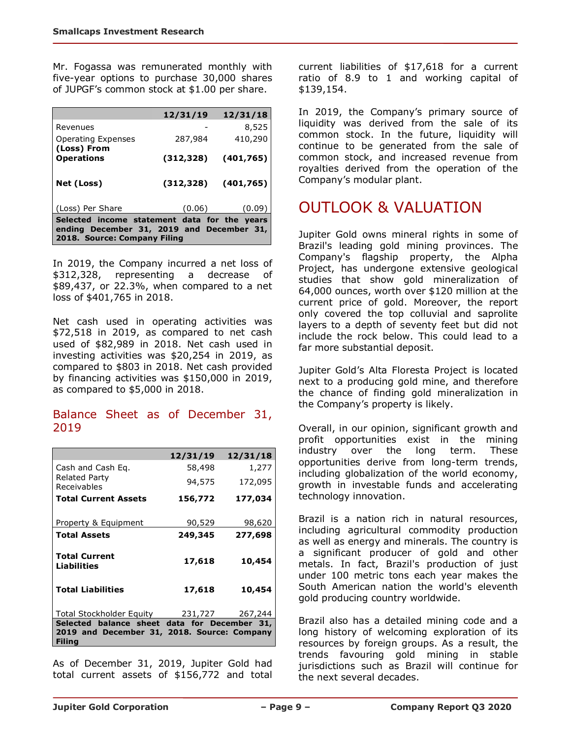Mr. Fogassa was remunerated monthly with five-year options to purchase 30,000 shares of JUPGF's common stock at $1.00 per share.

| | 12/31/19 | 12/31/18 |
|---|---|---|
| Revenues | - | 8,525 |
| Operating Expenses | 287,984 | 410,290 |
| **(Loss) From Operations** | **(312,328)** | **(401,765)** |
| **Net (Loss)** | **(312,328)** | **(401,765)** |
| (Loss) Per Share | (0.06) | (0.09) |

**Selected income statement data for the years ending December 31, 2019 and December 31, 2018. Source: Company Filing**

In 2019, the Company incurred a net loss of $312,328, representing a decrease of $89,437, or 22.3%, when compared to a net loss of $401,765 in 2018.

Net cash used in operating activities was $72,518 in 2019, as compared to net cash used of $82,989 in 2018. Net cash used in investing activities was $20,254 in 2019, as compared to $803 in 2018. Net cash provided by financing activities was $150,000 in 2019, as compared to $5,000 in 2018.

## Balance Sheet as of December 31, 2019

| | 12/31/19 | 12/31/18 |
|---|---|---|
| Cash and Cash Eq. | 58,498 | 1,277 |
| Related Party Receivables | 94,575 | 172,095 |
| **Total Current Assets** | **156,772** | **177,034** |
| Property & Equipment | 90,529 | 98,620 |
| **Total Assets** | **249,345** | **277,698** |
| **Total Current Liabilities** | **17,618** | **10,454** |
| **Total Liabilities** | **17,618** | **10,454** |
| Total Stockholder Equity | 231,727 | 267,244 |

**Selected balance sheet data for December 31, 2019 and December 31, 2018. Source: Company Filing**

As of December 31, 2019, Jupiter Gold had total current assets of $156,772 and total current liabilities of $17,618 for a current ratio of 8.9 to 1 and working capital of $139,154.

In 2019, the Company's primary source of liquidity was derived from the sale of its common stock. In the future, liquidity will continue to be generated from the sale of common stock, and increased revenue from royalties derived from the operation of the Company's modular plant.

# OUTLOOK & VALUATION

Jupiter Gold owns mineral rights in some of Brazil's leading gold mining provinces. The Company's flagship property, the Alpha Project, has undergone extensive geological studies that show gold mineralization of 64,000 ounces, worth over $120 million at the current price of gold. Moreover, the report only covered the top colluvial and saprolite layers to a depth of seventy feet but did not include the rock below. This could lead to a far more substantial deposit.

Jupiter Gold's Alta Floresta Project is located next to a producing gold mine, and therefore the chance of finding gold mineralization in the Company's property is likely.

Overall, in our opinion, significant growth and profit opportunities exist in the mining industry over the long term. These opportunities derive from long-term trends, including globalization of the world economy, growth in investable funds and accelerating technology innovation.

Brazil is a nation rich in natural resources, including agricultural commodity production as well as energy and minerals. The country is a significant producer of gold and other metals. In fact, Brazil's production of just under 100 metric tons each year makes the South American nation the world's eleventh gold producing country worldwide.

Brazil also has a detailed mining code and a long history of welcoming exploration of its resources by foreign groups. As a result, the trends favouring gold mining in stable jurisdictions such as Brazil will continue for the next several decades.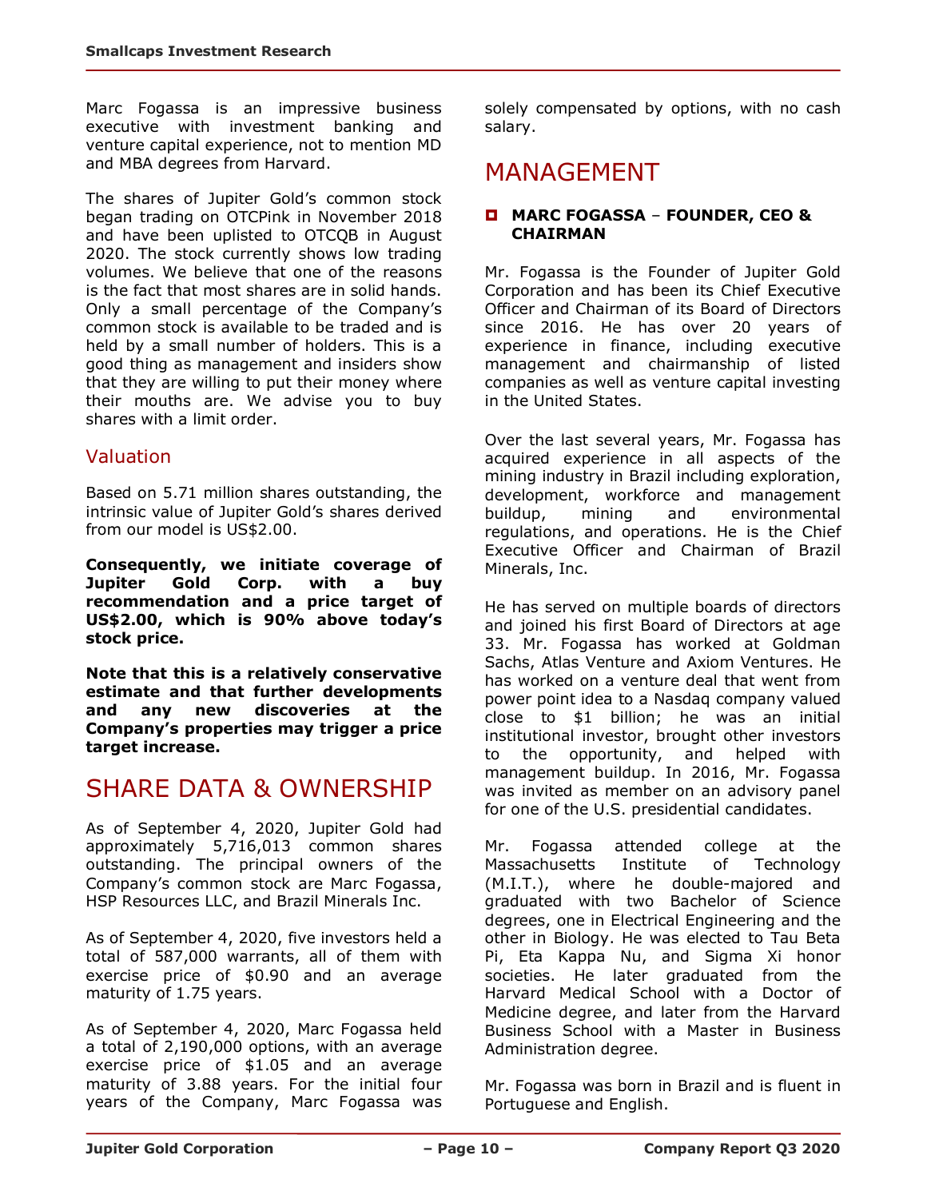Marc Fogassa is an impressive business executive with investment banking and venture capital experience, not to mention MD and MBA degrees from Harvard.

The shares of Jupiter Gold's common stock began trading on OTCPink in November 2018 and have been uplisted to OTCQB in August 2020. The stock currently shows low trading volumes. We believe that one of the reasons is the fact that most shares are in solid hands. Only a small percentage of the Company's common stock is available to be traded and is held by a small number of holders. This is a good thing as management and insiders show that they are willing to put their money where their mouths are. We advise you to buy shares with a limit order.

## Valuation

Based on 5.71 million shares outstanding, the intrinsic value of Jupiter Gold's shares derived from our model is US$2.00.

**Consequently, we initiate coverage of Jupiter Gold Corp. with a buy recommendation and a price target of US$2.00, which is 90% above today's stock price.**

**Note that this is a relatively conservative estimate and that further developments and any new discoveries at the Company's properties may trigger a price target increase.**

# SHARE DATA & OWNERSHIP

As of September 4, 2020, Jupiter Gold had approximately 5,716,013 common shares outstanding. The principal owners of the Company's common stock are Marc Fogassa, HSP Resources LLC, and Brazil Minerals Inc.

As of September 4, 2020, five investors held a total of 587,000 warrants, all of them with exercise price of $0.90 and an average maturity of 1.75 years.

As of September 4, 2020, Marc Fogassa held a total of 2,190,000 options, with an average exercise price of $1.05 and an average maturity of 3.88 years. For the initial four years of the Company, Marc Fogassa was solely compensated by options, with no cash salary.

# MANAGEMENT

- **MARC FOGASSA – FOUNDER, CEO & CHAIRMAN**

Mr. Fogassa is the Founder of Jupiter Gold Corporation and has been its Chief Executive Officer and Chairman of its Board of Directors since 2016. He has over 20 years of experience in finance, including executive management and chairmanship of listed companies as well as venture capital investing in the United States.

Over the last several years, Mr. Fogassa has acquired experience in all aspects of the mining industry in Brazil including exploration, development, workforce and management buildup, mining and environmental regulations, and operations. He is the Chief Executive Officer and Chairman of Brazil Minerals, Inc.

He has served on multiple boards of directors and joined his first Board of Directors at age 33. Mr. Fogassa has worked at Goldman Sachs, Atlas Venture and Axiom Ventures. He has worked on a venture deal that went from power point idea to a Nasdaq company valued close to $1 billion; he was an initial institutional investor, brought other investors to the opportunity, and helped with management buildup. In 2016, Mr. Fogassa was invited as member on an advisory panel for one of the U.S. presidential candidates.

Mr. Fogassa attended college at the Massachusetts Institute of Technology (M.I.T.), where he double-majored and graduated with two Bachelor of Science degrees, one in Electrical Engineering and the other in Biology. He was elected to Tau Beta Pi, Eta Kappa Nu, and Sigma Xi honor societies. He later graduated from the Harvard Medical School with a Doctor of Medicine degree, and later from the Harvard Business School with a Master in Business Administration degree.

Mr. Fogassa was born in Brazil and is fluent in Portuguese and English.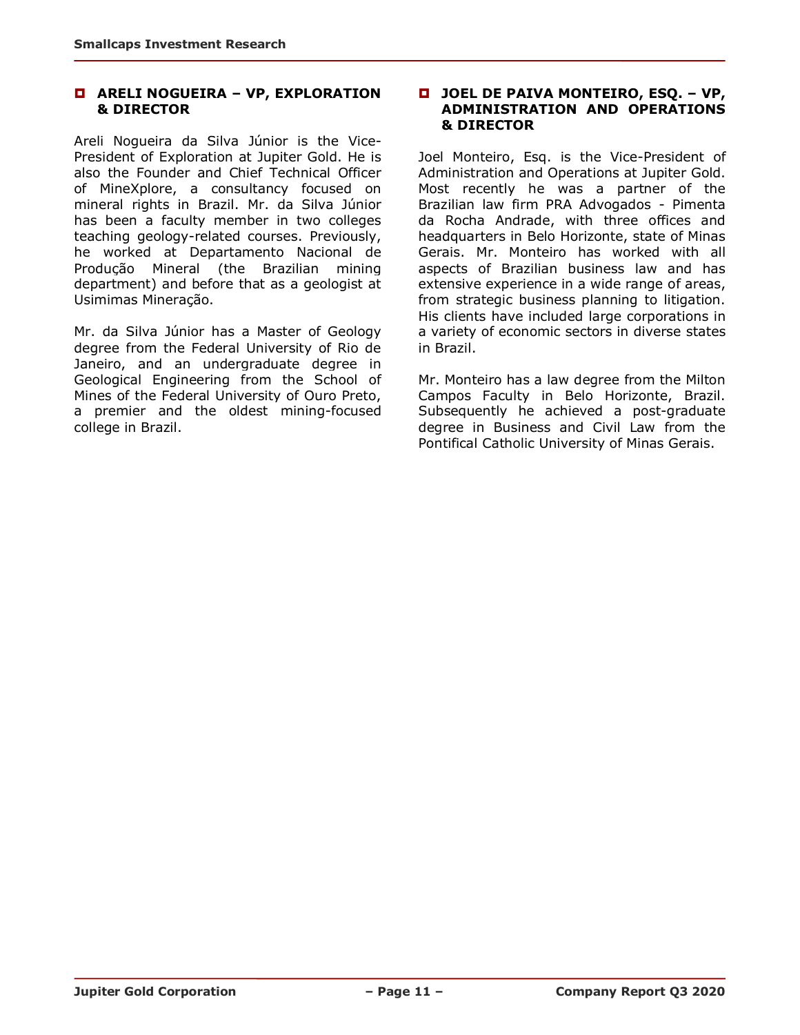### ARELI NOGUEIRA – VP, EXPLORATION & DIRECTOR

Areli Nogueira da Silva Júnior is the Vice-President of Exploration at Jupiter Gold. He is also the Founder and Chief Technical Officer of MineXplore, a consultancy focused on mineral rights in Brazil. Mr. da Silva Júnior has been a faculty member in two colleges teaching geology-related courses. Previously, he worked at Departamento Nacional de Produção Mineral (the Brazilian mining department) and before that as a geologist at Usimimas Mineração.

Mr. da Silva Júnior has a Master of Geology degree from the Federal University of Rio de Janeiro, and an undergraduate degree in Geological Engineering from the School of Mines of the Federal University of Ouro Preto, a premier and the oldest mining-focused college in Brazil.

### JOEL DE PAIVA MONTEIRO, ESQ. – VP, ADMINISTRATION AND OPERATIONS & DIRECTOR

Joel Monteiro, Esq. is the Vice-President of Administration and Operations at Jupiter Gold. Most recently he was a partner of the Brazilian law firm PRA Advogados - Pimenta da Rocha Andrade, with three offices and headquarters in Belo Horizonte, state of Minas Gerais. Mr. Monteiro has worked with all aspects of Brazilian business law and has extensive experience in a wide range of areas, from strategic business planning to litigation. His clients have included large corporations in a variety of economic sectors in diverse states in Brazil.

Mr. Monteiro has a law degree from the Milton Campos Faculty in Belo Horizonte, Brazil. Subsequently he achieved a post-graduate degree in Business and Civil Law from the Pontifical Catholic University of Minas Gerais.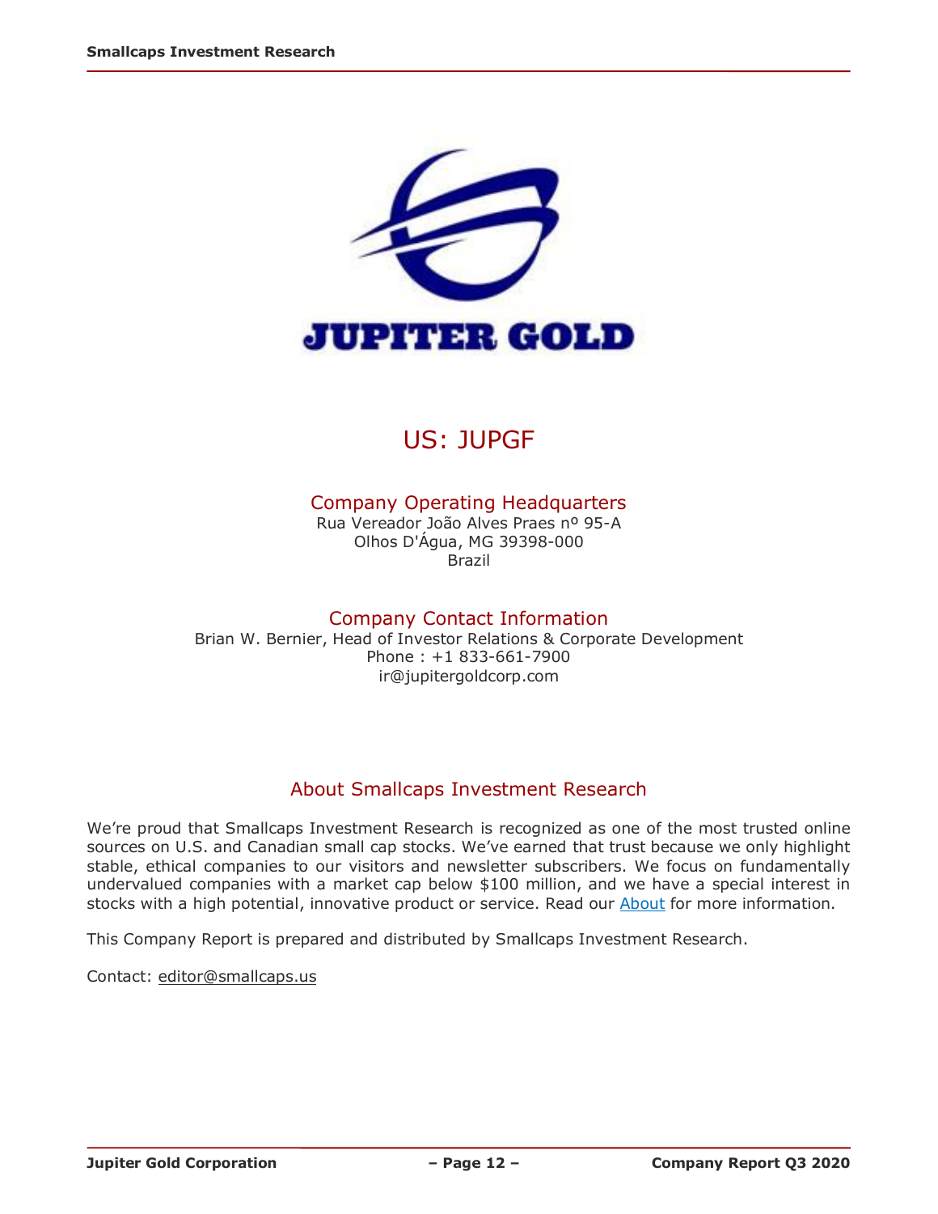JUPITER GOLD

## US: JUPGF

### Company Operating Headquarters

Rua Vereador João Alves Praes nº 95-A
Olhos D'Água, MG 39398-000
Brazil

### Company Contact Information

Brian W. Bernier, Head of Investor Relations & Corporate Development
Phone : +1 833-661-7900
ir@jupitergoldcorp.com

### About Smallcaps Investment Research

We're proud that Smallcaps Investment Research is recognized as one of the most trusted online sources on U.S. and Canadian small cap stocks. We've earned that trust because we only highlight stable, ethical companies to our visitors and newsletter subscribers. We focus on fundamentally undervalued companies with a market cap below $100 million, and we have a special interest in stocks with a high potential, innovative product or service. Read our About for more information.

This Company Report is prepared and distributed by Smallcaps Investment Research.

Contact: editor@smallcaps.us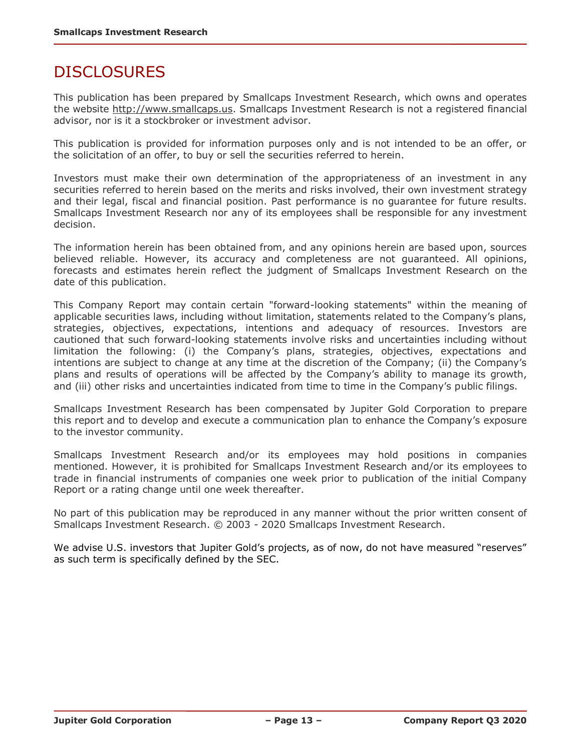# DISCLOSURES

This publication has been prepared by Smallcaps Investment Research, which owns and operates the website http://www.smallcaps.us. Smallcaps Investment Research is not a registered financial advisor, nor is it a stockbroker or investment advisor.

This publication is provided for information purposes only and is not intended to be an offer, or the solicitation of an offer, to buy or sell the securities referred to herein.

Investors must make their own determination of the appropriateness of an investment in any securities referred to herein based on the merits and risks involved, their own investment strategy and their legal, fiscal and financial position. Past performance is no guarantee for future results. Smallcaps Investment Research nor any of its employees shall be responsible for any investment decision.

The information herein has been obtained from, and any opinions herein are based upon, sources believed reliable. However, its accuracy and completeness are not guaranteed. All opinions, forecasts and estimates herein reflect the judgment of Smallcaps Investment Research on the date of this publication.

This Company Report may contain certain "forward-looking statements" within the meaning of applicable securities laws, including without limitation, statements related to the Company's plans, strategies, objectives, expectations, intentions and adequacy of resources. Investors are cautioned that such forward-looking statements involve risks and uncertainties including without limitation the following: (i) the Company's plans, strategies, objectives, expectations and intentions are subject to change at any time at the discretion of the Company; (ii) the Company's plans and results of operations will be affected by the Company's ability to manage its growth, and (iii) other risks and uncertainties indicated from time to time in the Company's public filings.

Smallcaps Investment Research has been compensated by Jupiter Gold Corporation to prepare this report and to develop and execute a communication plan to enhance the Company's exposure to the investor community.

Smallcaps Investment Research and/or its employees may hold positions in companies mentioned. However, it is prohibited for Smallcaps Investment Research and/or its employees to trade in financial instruments of companies one week prior to publication of the initial Company Report or a rating change until one week thereafter.

No part of this publication may be reproduced in any manner without the prior written consent of Smallcaps Investment Research. © 2003 - 2020 Smallcaps Investment Research.

We advise U.S. investors that Jupiter Gold's projects, as of now, do not have measured "reserves" as such term is specifically defined by the SEC.